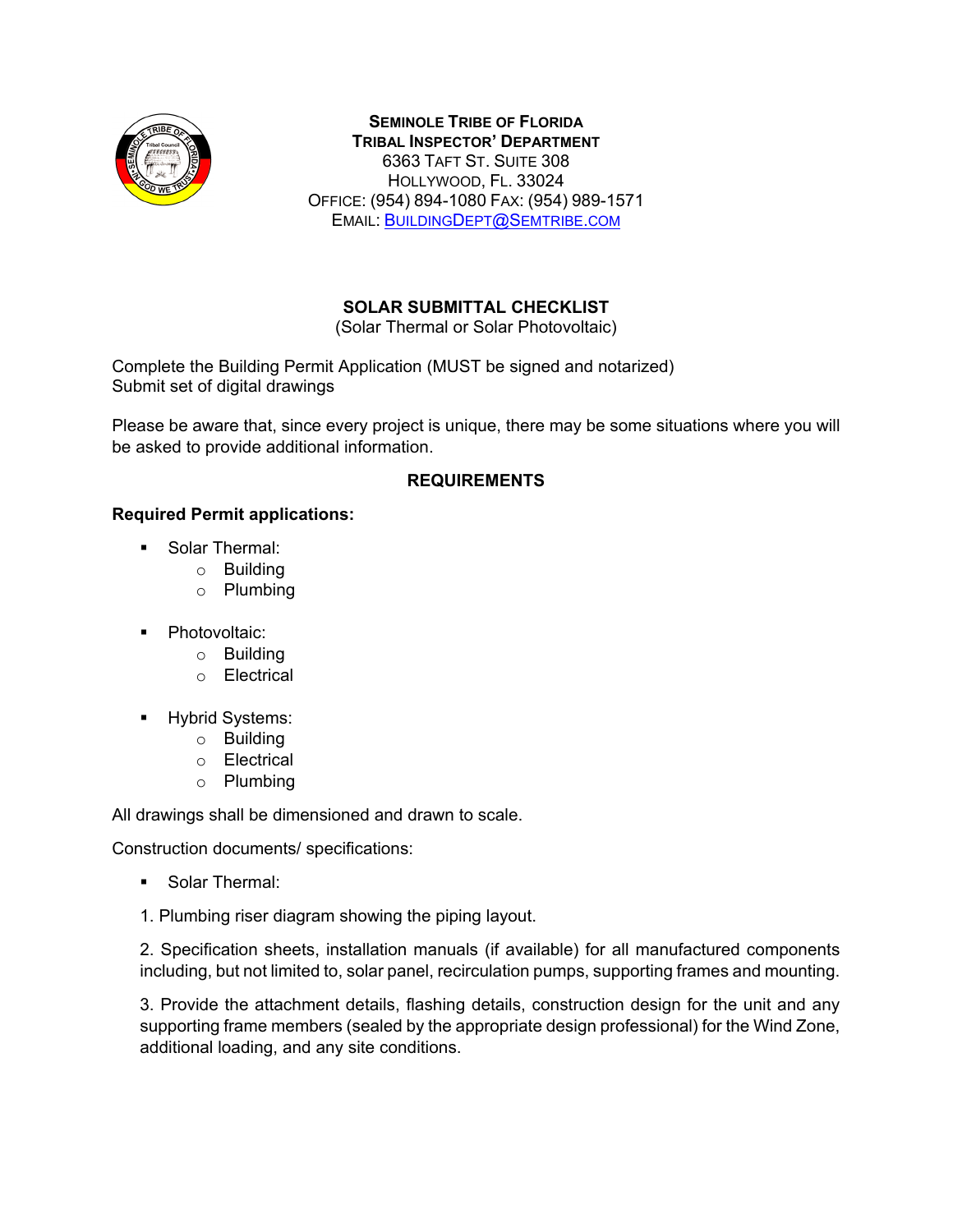**Seminole Tribe of Florida**
**Tribal Inspector' Department**
6363 Taft St. Suite 308
Hollywood, Fl. 33024
Office: (954) 894-1080 Fax: (954) 989-1571
Email: BuildingDept@Semtribe.com

# SOLAR SUBMITTAL CHECKLIST

(Solar Thermal or Solar Photovoltaic)

Complete the Building Permit Application (MUST be signed and notarized)
Submit set of digital drawings

Please be aware that, since every project is unique, there may be some situations where you will be asked to provide additional information.

## REQUIREMENTS

**Required Permit applications:**

- Solar Thermal:
  - Building
  - Plumbing

- Photovoltaic:
  - Building
  - Electrical

- Hybrid Systems:
  - Building
  - Electrical
  - Plumbing

All drawings shall be dimensioned and drawn to scale.

Construction documents/ specifications:

- Solar Thermal:

1. Plumbing riser diagram showing the piping layout.

2. Specification sheets, installation manuals (if available) for all manufactured components including, but not limited to, solar panel, recirculation pumps, supporting frames and mounting.

3. Provide the attachment details, flashing details, construction design for the unit and any supporting frame members (sealed by the appropriate design professional) for the Wind Zone, additional loading, and any site conditions.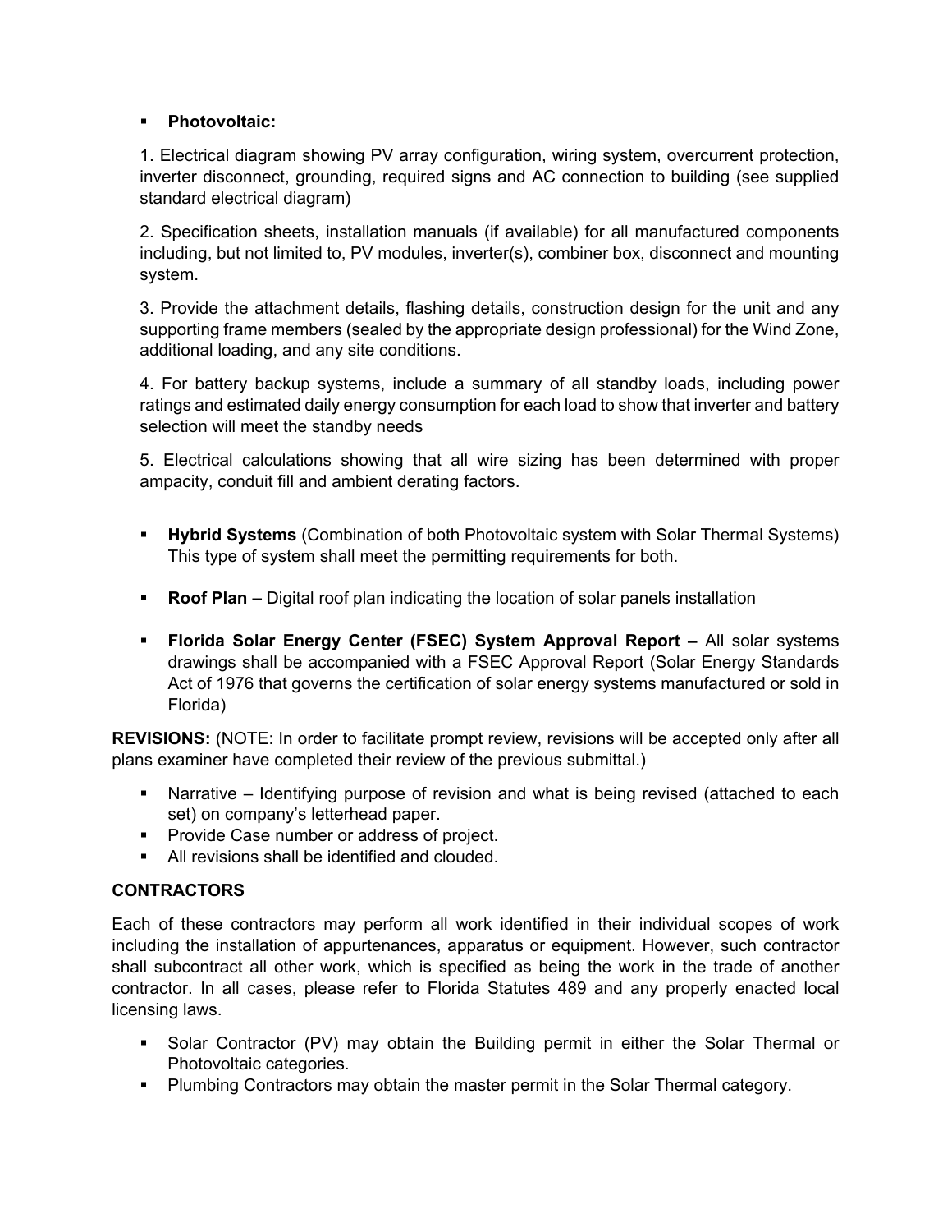- **Photovoltaic:**

  1. Electrical diagram showing PV array configuration, wiring system, overcurrent protection, inverter disconnect, grounding, required signs and AC connection to building (see supplied standard electrical diagram)

  2. Specification sheets, installation manuals (if available) for all manufactured components including, but not limited to, PV modules, inverter(s), combiner box, disconnect and mounting system.

  3. Provide the attachment details, flashing details, construction design for the unit and any supporting frame members (sealed by the appropriate design professional) for the Wind Zone, additional loading, and any site conditions.

  4. For battery backup systems, include a summary of all standby loads, including power ratings and estimated daily energy consumption for each load to show that inverter and battery selection will meet the standby needs

  5. Electrical calculations showing that all wire sizing has been determined with proper ampacity, conduit fill and ambient derating factors.

- **Hybrid Systems** (Combination of both Photovoltaic system with Solar Thermal Systems) This type of system shall meet the permitting requirements for both.

- **Roof Plan –** Digital roof plan indicating the location of solar panels installation

- **Florida Solar Energy Center (FSEC) System Approval Report –** All solar systems drawings shall be accompanied with a FSEC Approval Report (Solar Energy Standards Act of 1976 that governs the certification of solar energy systems manufactured or sold in Florida)

**REVISIONS:** (NOTE: In order to facilitate prompt review, revisions will be accepted only after all plans examiner have completed their review of the previous submittal.)

- Narrative – Identifying purpose of revision and what is being revised (attached to each set) on company's letterhead paper.
- Provide Case number or address of project.
- All revisions shall be identified and clouded.

**CONTRACTORS**

Each of these contractors may perform all work identified in their individual scopes of work including the installation of appurtenances, apparatus or equipment. However, such contractor shall subcontract all other work, which is specified as being the work in the trade of another contractor. In all cases, please refer to Florida Statutes 489 and any properly enacted local licensing laws.

- Solar Contractor (PV) may obtain the Building permit in either the Solar Thermal or Photovoltaic categories.
- Plumbing Contractors may obtain the master permit in the Solar Thermal category.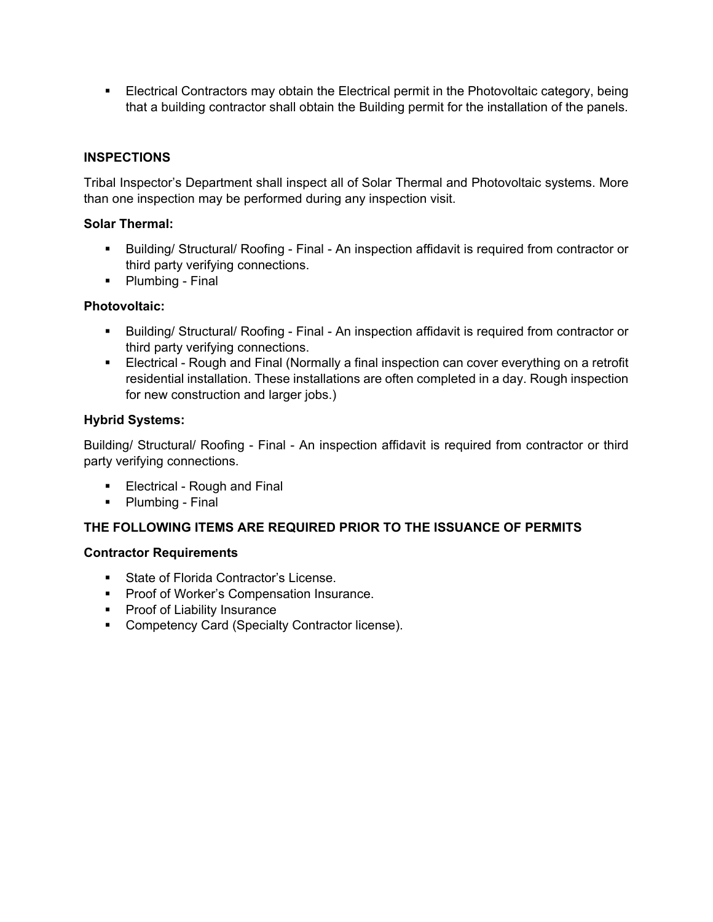- Electrical Contractors may obtain the Electrical permit in the Photovoltaic category, being that a building contractor shall obtain the Building permit for the installation of the panels.

## INSPECTIONS

Tribal Inspector's Department shall inspect all of Solar Thermal and Photovoltaic systems. More than one inspection may be performed during any inspection visit.

### Solar Thermal:

- Building/ Structural/ Roofing - Final - An inspection affidavit is required from contractor or third party verifying connections.
- Plumbing - Final

### Photovoltaic:

- Building/ Structural/ Roofing - Final - An inspection affidavit is required from contractor or third party verifying connections.
- Electrical - Rough and Final (Normally a final inspection can cover everything on a retrofit residential installation. These installations are often completed in a day. Rough inspection for new construction and larger jobs.)

### Hybrid Systems:

Building/ Structural/ Roofing - Final - An inspection affidavit is required from contractor or third party verifying connections.

- Electrical - Rough and Final
- Plumbing - Final

## THE FOLLOWING ITEMS ARE REQUIRED PRIOR TO THE ISSUANCE OF PERMITS

### Contractor Requirements

- State of Florida Contractor's License.
- Proof of Worker's Compensation Insurance.
- Proof of Liability Insurance
- Competency Card (Specialty Contractor license).